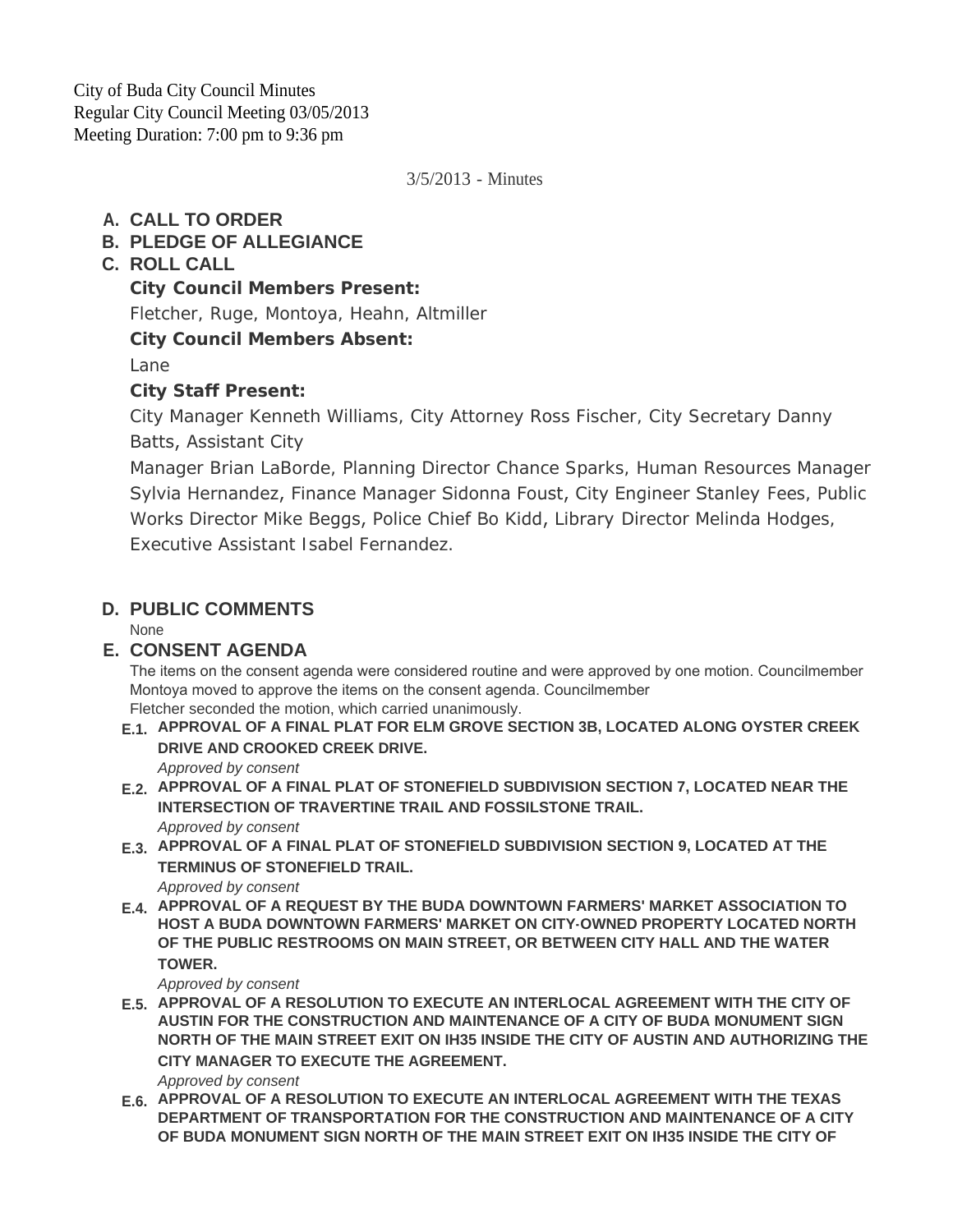City of Buda City Council Minutes
Regular City Council Meeting 03/05/2013
Meeting Duration: 7:00 pm to 9:36 pm

3/5/2013 - Minutes

## A. CALL TO ORDER

## B. PLEDGE OF ALLEGIANCE

## C. ROLL CALL

**City Council Members Present:**

Fletcher, Ruge, Montoya, Heahn, Altmiller

**City Council Members Absent:**

Lane

**City Staff Present:**

City Manager Kenneth Williams, City Attorney Ross Fischer, City Secretary Danny Batts, Assistant City Manager Brian LaBorde, Planning Director Chance Sparks, Human Resources Manager Sylvia Hernandez, Finance Manager Sidonna Foust, City Engineer Stanley Fees, Public Works Director Mike Beggs, Police Chief Bo Kidd, Library Director Melinda Hodges, Executive Assistant Isabel Fernandez.

## D. PUBLIC COMMENTS

None

## E. CONSENT AGENDA

The items on the consent agenda were considered routine and were approved by one motion. Councilmember Montoya moved to approve the items on the consent agenda. Councilmember Fletcher seconded the motion, which carried unanimously.

**E.1. APPROVAL OF A FINAL PLAT FOR ELM GROVE SECTION 3B, LOCATED ALONG OYSTER CREEK DRIVE AND CROOKED CREEK DRIVE.**

*Approved by consent*

**E.2. APPROVAL OF A FINAL PLAT OF STONEFIELD SUBDIVISION SECTION 7, LOCATED NEAR THE INTERSECTION OF TRAVERTINE TRAIL AND FOSSILSTONE TRAIL.**

*Approved by consent*

**E.3. APPROVAL OF A FINAL PLAT OF STONEFIELD SUBDIVISION SECTION 9, LOCATED AT THE TERMINUS OF STONEFIELD TRAIL.**

*Approved by consent*

**E.4. APPROVAL OF A REQUEST BY THE BUDA DOWNTOWN FARMERS' MARKET ASSOCIATION TO HOST A BUDA DOWNTOWN FARMERS' MARKET ON CITY-OWNED PROPERTY LOCATED NORTH OF THE PUBLIC RESTROOMS ON MAIN STREET, OR BETWEEN CITY HALL AND THE WATER TOWER.**

*Approved by consent*

**E.5. APPROVAL OF A RESOLUTION TO EXECUTE AN INTERLOCAL AGREEMENT WITH THE CITY OF AUSTIN FOR THE CONSTRUCTION AND MAINTENANCE OF A CITY OF BUDA MONUMENT SIGN NORTH OF THE MAIN STREET EXIT ON IH35 INSIDE THE CITY OF AUSTIN AND AUTHORIZING THE CITY MANAGER TO EXECUTE THE AGREEMENT.**

*Approved by consent*

**E.6. APPROVAL OF A RESOLUTION TO EXECUTE AN INTERLOCAL AGREEMENT WITH THE TEXAS DEPARTMENT OF TRANSPORTATION FOR THE CONSTRUCTION AND MAINTENANCE OF A CITY OF BUDA MONUMENT SIGN NORTH OF THE MAIN STREET EXIT ON IH35 INSIDE THE CITY OF**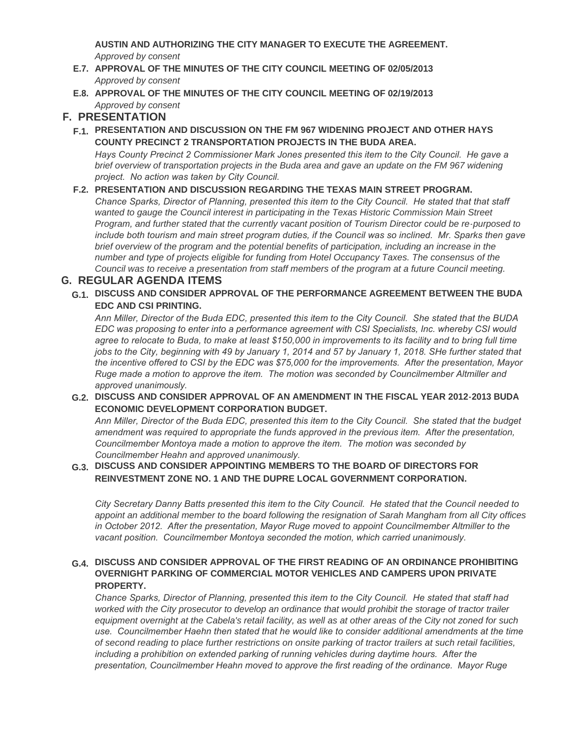**AUSTIN AND AUTHORIZING THE CITY MANAGER TO EXECUTE THE AGREEMENT.**

*Approved by consent*

**E.7. APPROVAL OF THE MINUTES OF THE CITY COUNCIL MEETING OF 02/05/2013**

*Approved by consent*

**E.8. APPROVAL OF THE MINUTES OF THE CITY COUNCIL MEETING OF 02/19/2013**

*Approved by consent*

## F. PRESENTATION

**F.1. PRESENTATION AND DISCUSSION ON THE FM 967 WIDENING PROJECT AND OTHER HAYS COUNTY PRECINCT 2 TRANSPORTATION PROJECTS IN THE BUDA AREA.**

*Hays County Precinct 2 Commissioner Mark Jones presented this item to the City Council. He gave a brief overview of transportation projects in the Buda area and gave an update on the FM 967 widening project. No action was taken by City Council.*

**F.2. PRESENTATION AND DISCUSSION REGARDING THE TEXAS MAIN STREET PROGRAM.**

*Chance Sparks, Director of Planning, presented this item to the City Council. He stated that that staff wanted to gauge the Council interest in participating in the Texas Historic Commission Main Street Program, and further stated that the currently vacant position of Tourism Director could be re-purposed to include both tourism and main street program duties, if the Council was so inclined. Mr. Sparks then gave brief overview of the program and the potential benefits of participation, including an increase in the number and type of projects eligible for funding from Hotel Occupancy Taxes. The consensus of the Council was to receive a presentation from staff members of the program at a future Council meeting.*

## G. REGULAR AGENDA ITEMS

**G.1. DISCUSS AND CONSIDER APPROVAL OF THE PERFORMANCE AGREEMENT BETWEEN THE BUDA EDC AND CSI PRINTING.**

*Ann Miller, Director of the Buda EDC, presented this item to the City Council. She stated that the BUDA EDC was proposing to enter into a performance agreement with CSI Specialists, Inc. whereby CSI would agree to relocate to Buda, to make at least $150,000 in improvements to its facility and to bring full time jobs to the City, beginning with 49 by January 1, 2014 and 57 by January 1, 2018. SHe further stated that the incentive offered to CSI by the EDC was $75,000 for the improvements. After the presentation, Mayor Ruge made a motion to approve the item. The motion was seconded by Councilmember Altmiller and approved unanimously.*

**G.2. DISCUSS AND CONSIDER APPROVAL OF AN AMENDMENT IN THE FISCAL YEAR 2012-2013 BUDA ECONOMIC DEVELOPMENT CORPORATION BUDGET.**

*Ann Miller, Director of the Buda EDC, presented this item to the City Council. She stated that the budget amendment was required to appropriate the funds approved in the previous item. After the presentation, Councilmember Montoya made a motion to approve the item. The motion was seconded by Councilmember Heahn and approved unanimously.*

**G.3. DISCUSS AND CONSIDER APPOINTING MEMBERS TO THE BOARD OF DIRECTORS FOR REINVESTMENT ZONE NO. 1 AND THE DUPRE LOCAL GOVERNMENT CORPORATION.**

*City Secretary Danny Batts presented this item to the City Council. He stated that the Council needed to appoint an additional member to the board following the resignation of Sarah Mangham from all City offices in October 2012. After the presentation, Mayor Ruge moved to appoint Councilmember Altmiller to the vacant position. Councilmember Montoya seconded the motion, which carried unanimously.*

**G.4. DISCUSS AND CONSIDER APPROVAL OF THE FIRST READING OF AN ORDINANCE PROHIBITING OVERNIGHT PARKING OF COMMERCIAL MOTOR VEHICLES AND CAMPERS UPON PRIVATE PROPERTY.**

*Chance Sparks, Director of Planning, presented this item to the City Council. He stated that staff had worked with the City prosecutor to develop an ordinance that would prohibit the storage of tractor trailer equipment overnight at the Cabela's retail facility, as well as at other areas of the City not zoned for such use. Councilmember Haehn then stated that he would like to consider additional amendments at the time of second reading to place further restrictions on onsite parking of tractor trailers at such retail facilities, including a prohibition on extended parking of running vehicles during daytime hours. After the presentation, Councilmember Heahn moved to approve the first reading of the ordinance. Mayor Ruge*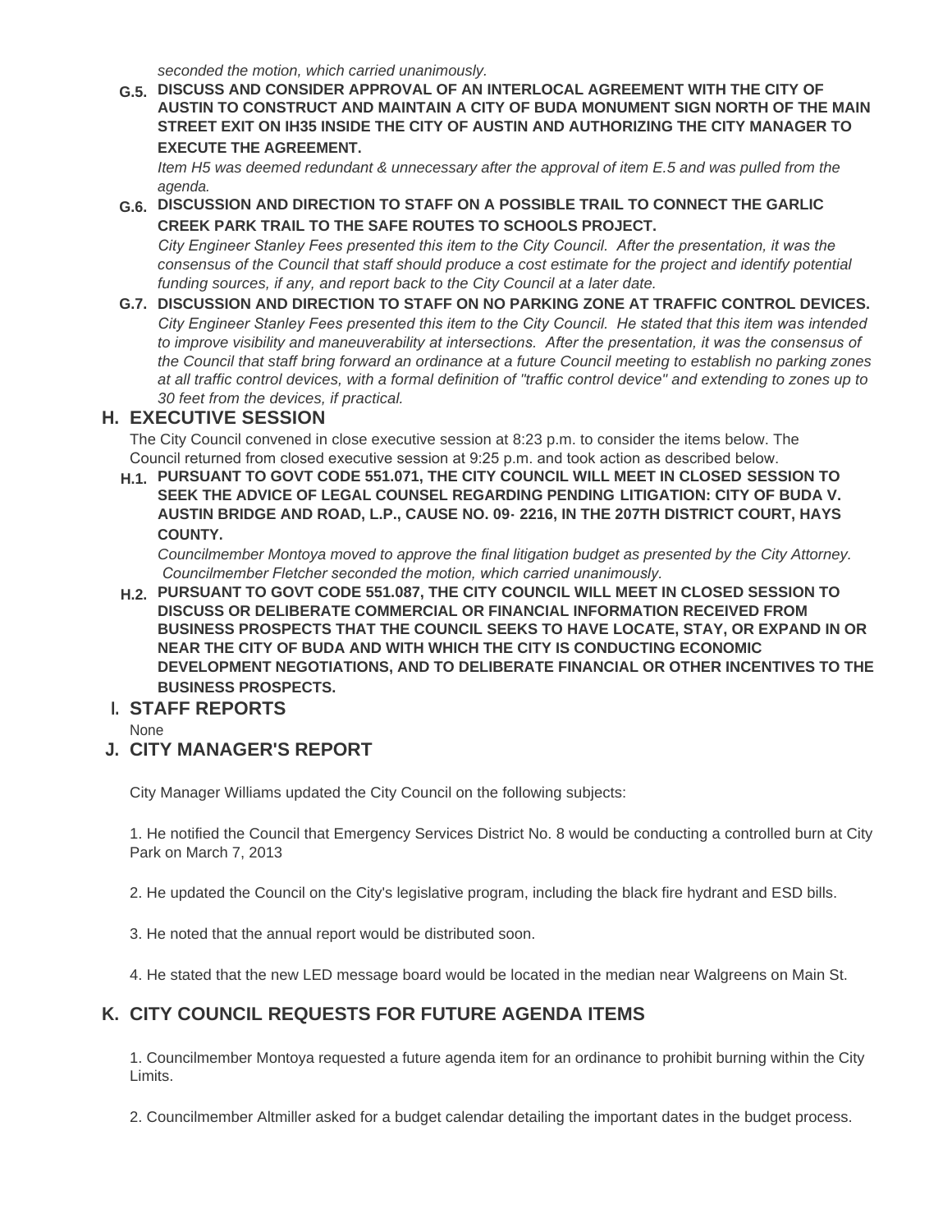*seconded the motion, which carried unanimously.*

**G.5. DISCUSS AND CONSIDER APPROVAL OF AN INTERLOCAL AGREEMENT WITH THE CITY OF AUSTIN TO CONSTRUCT AND MAINTAIN A CITY OF BUDA MONUMENT SIGN NORTH OF THE MAIN STREET EXIT ON IH35 INSIDE THE CITY OF AUSTIN AND AUTHORIZING THE CITY MANAGER TO EXECUTE THE AGREEMENT.**

*Item H5 was deemed redundant & unnecessary after the approval of item E.5 and was pulled from the agenda.*

**G.6. DISCUSSION AND DIRECTION TO STAFF ON A POSSIBLE TRAIL TO CONNECT THE GARLIC CREEK PARK TRAIL TO THE SAFE ROUTES TO SCHOOLS PROJECT.**

*City Engineer Stanley Fees presented this item to the City Council. After the presentation, it was the consensus of the Council that staff should produce a cost estimate for the project and identify potential funding sources, if any, and report back to the City Council at a later date.*

**G.7. DISCUSSION AND DIRECTION TO STAFF ON NO PARKING ZONE AT TRAFFIC CONTROL DEVICES.**

*City Engineer Stanley Fees presented this item to the City Council. He stated that this item was intended to improve visibility and maneuverability at intersections. After the presentation, it was the consensus of the Council that staff bring forward an ordinance at a future Council meeting to establish no parking zones at all traffic control devices, with a formal definition of "traffic control device" and extending to zones up to 30 feet from the devices, if practical.*

## H. EXECUTIVE SESSION

The City Council convened in close executive session at 8:23 p.m. to consider the items below. The Council returned from closed executive session at 9:25 p.m. and took action as described below.

**H.1. PURSUANT TO GOVT CODE 551.071, THE CITY COUNCIL WILL MEET IN CLOSED SESSION TO SEEK THE ADVICE OF LEGAL COUNSEL REGARDING PENDING LITIGATION: CITY OF BUDA V. AUSTIN BRIDGE AND ROAD, L.P., CAUSE NO. 09- 2216, IN THE 207TH DISTRICT COURT, HAYS COUNTY.**

*Councilmember Montoya moved to approve the final litigation budget as presented by the City Attorney. Councilmember Fletcher seconded the motion, which carried unanimously.*

**H.2. PURSUANT TO GOVT CODE 551.087, THE CITY COUNCIL WILL MEET IN CLOSED SESSION TO DISCUSS OR DELIBERATE COMMERCIAL OR FINANCIAL INFORMATION RECEIVED FROM BUSINESS PROSPECTS THAT THE COUNCIL SEEKS TO HAVE LOCATE, STAY, OR EXPAND IN OR NEAR THE CITY OF BUDA AND WITH WHICH THE CITY IS CONDUCTING ECONOMIC DEVELOPMENT NEGOTIATIONS, AND TO DELIBERATE FINANCIAL OR OTHER INCENTIVES TO THE BUSINESS PROSPECTS.**

## I. STAFF REPORTS

None

## J. CITY MANAGER'S REPORT

City Manager Williams updated the City Council on the following subjects:

1. He notified the Council that Emergency Services District No. 8 would be conducting a controlled burn at City Park on March 7, 2013

2. He updated the Council on the City's legislative program, including the black fire hydrant and ESD bills.

3. He noted that the annual report would be distributed soon.

4. He stated that the new LED message board would be located in the median near Walgreens on Main St.

## K. CITY COUNCIL REQUESTS FOR FUTURE AGENDA ITEMS

1. Councilmember Montoya requested a future agenda item for an ordinance to prohibit burning within the City Limits.

2. Councilmember Altmiller asked for a budget calendar detailing the important dates in the budget process.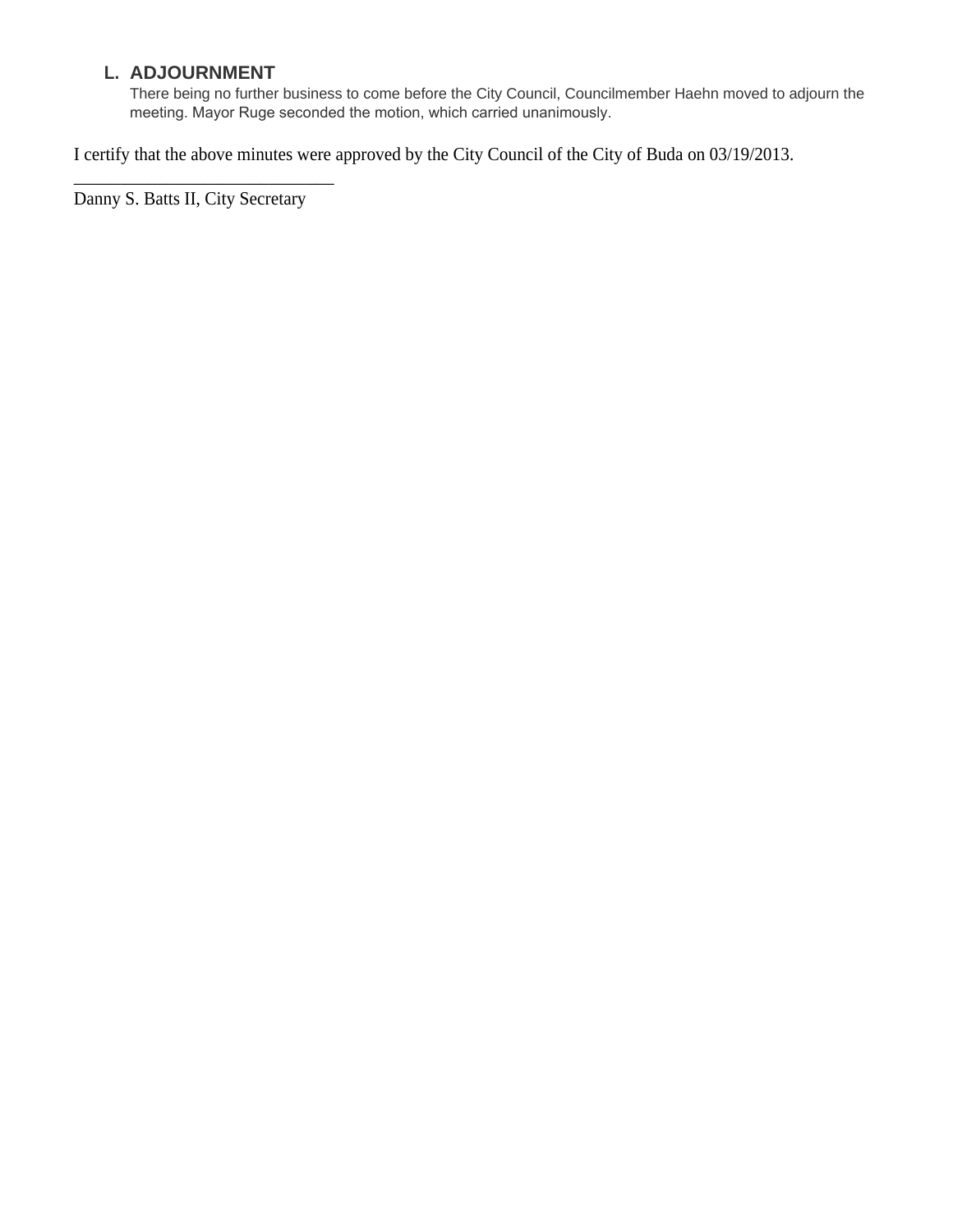## L. ADJOURNMENT

There being no further business to come before the City Council, Councilmember Haehn moved to adjourn the meeting. Mayor Ruge seconded the motion, which carried unanimously.

I certify that the above minutes were approved by the City Council of the City of Buda on 03/19/2013.

______________________________

Danny S. Batts II, City Secretary